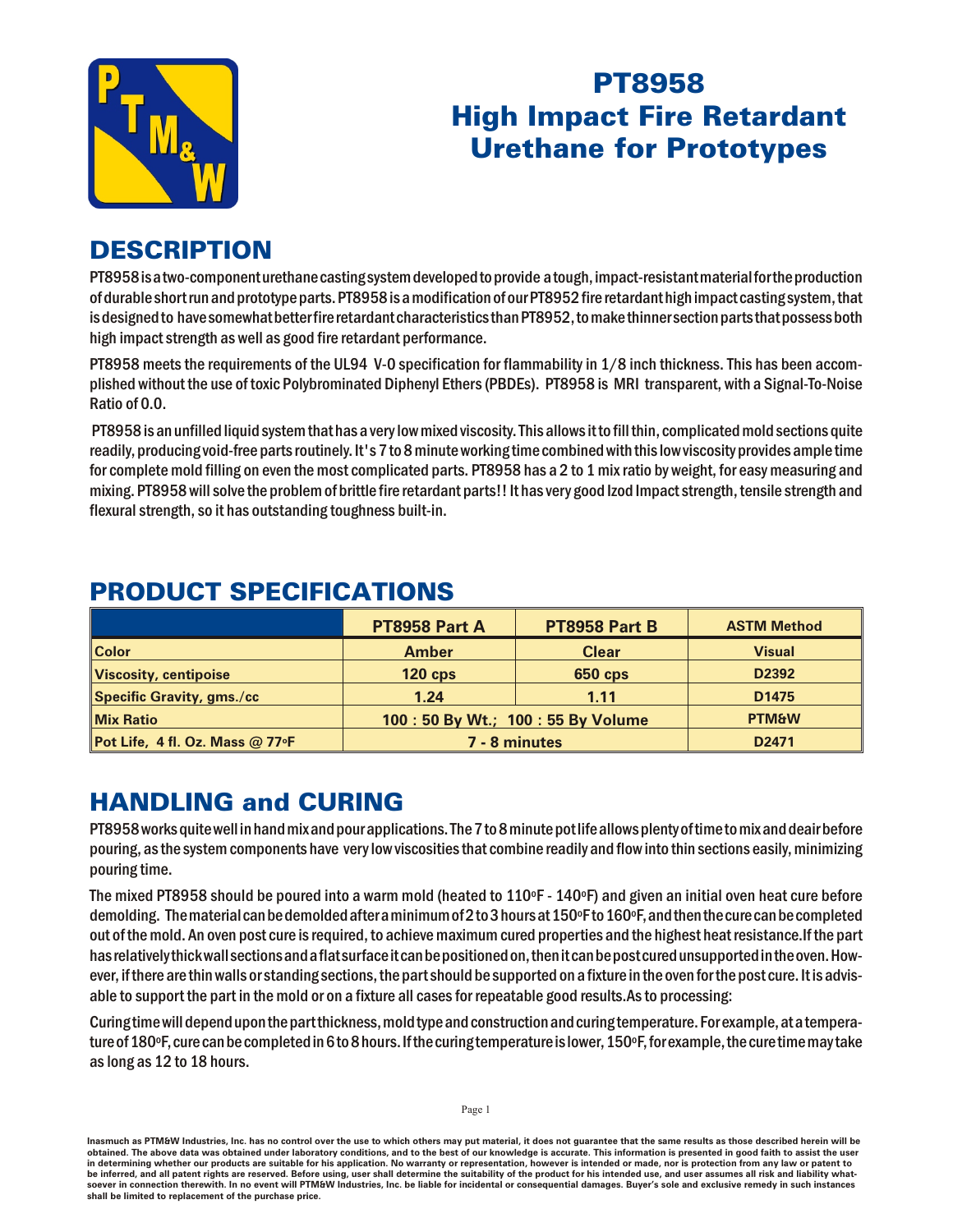# PT8958
# High Impact Fire Retardant Urethane for Prototypes

## DESCRIPTION

PT8958 is a two-component urethane casting system developed to provide a tough, impact-resistant material for the production of durable short run and prototype parts. PT8958 is a modification of our PT8952 fire retardant high impact casting system, that is designed to have somewhat better fire retardant characteristics than PT8952, to make thinner section parts that possess both high impact strength as well as good fire retardant performance.

PT8958 meets the requirements of the UL94 V-0 specification for flammability in 1/8 inch thickness. This has been accomplished without the use of toxic Polybrominated Diphenyl Ethers (PBDEs). PT8958 is MRI transparent, with a Signal-To-Noise Ratio of 0.0.

PT8958 is an unfilled liquid system that has a very low mixed viscosity. This allows it to fill thin, complicated mold sections quite readily, producing void-free parts routinely. It's 7 to 8 minute working time combined with this low viscosity provides ample time for complete mold filling on even the most complicated parts. PT8958 has a 2 to 1 mix ratio by weight, for easy measuring and mixing. PT8958 will solve the problem of brittle fire retardant parts!! It has very good Izod Impact strength, tensile strength and flexural strength, so it has outstanding toughness built-in.

## PRODUCT SPECIFICATIONS

| | PT8958 Part A | PT8958 Part B | ASTM Method |
|---|---|---|---|
| Color | Amber | Clear | Visual |
| Viscosity, centipoise | 120 cps | 650 cps | D2392 |
| Specific Gravity, gms./cc | 1.24 | 1.11 | D1475 |
| Mix Ratio | 100 : 50 By Wt.; 100 : 55 By Volume | | PTM&W |
| Pot Life, 4 fl. Oz. Mass @ 77ºF | 7 - 8 minutes | | D2471 |

## HANDLING and CURING

PT8958 works quite well in hand mix and pour applications. The 7 to 8 minute pot life allows plenty of time to mix and deair before pouring, as the system components have very low viscosities that combine readily and flow into thin sections easily, minimizing pouring time.

The mixed PT8958 should be poured into a warm mold (heated to 110ºF - 140ºF) and given an initial oven heat cure before demolding. The material can be demolded after a minimum of 2 to 3 hours at 150ºF to 160ºF, and then the cure can be completed out of the mold. An oven post cure is required, to achieve maximum cured properties and the highest heat resistance.If the part has relatively thick wall sections and a flat surface it can be positioned on, then it can be post cured unsupported in the oven. However, if there are thin walls or standing sections, the part should be supported on a fixture in the oven for the post cure. It is advisable to support the part in the mold or on a fixture all cases for repeatable good results.As to processing:

Curing time will depend upon the part thickness, mold type and construction and curing temperature. For example, at a temperature of 180ºF, cure can be completed in 6 to 8 hours. If the curing temperature is lower, 150ºF, for example, the cure time may take as long as 12 to 18 hours.

Inasmuch as PTM&W Industries, Inc. has no control over the use to which others may put material, it does not guarantee that the same results as those described herein will be obtained. The above data was obtained under laboratory conditions, and to the best of our knowledge is accurate. This information is presented in good faith to assist the user in determining whether our products are suitable for his application. No warranty or representation, however is intended or made, nor is protection from any law or patent to be inferred, and all patent rights are reserved. Before using, user shall determine the suitability of the product for his intended use, and user assumes all risk and liability whatsoever in connection therewith. In no event will PTM&W Industries, Inc. be liable for incidental or consequential damages. Buyer's sole and exclusive remedy in such instances shall be limited to replacement of the purchase price.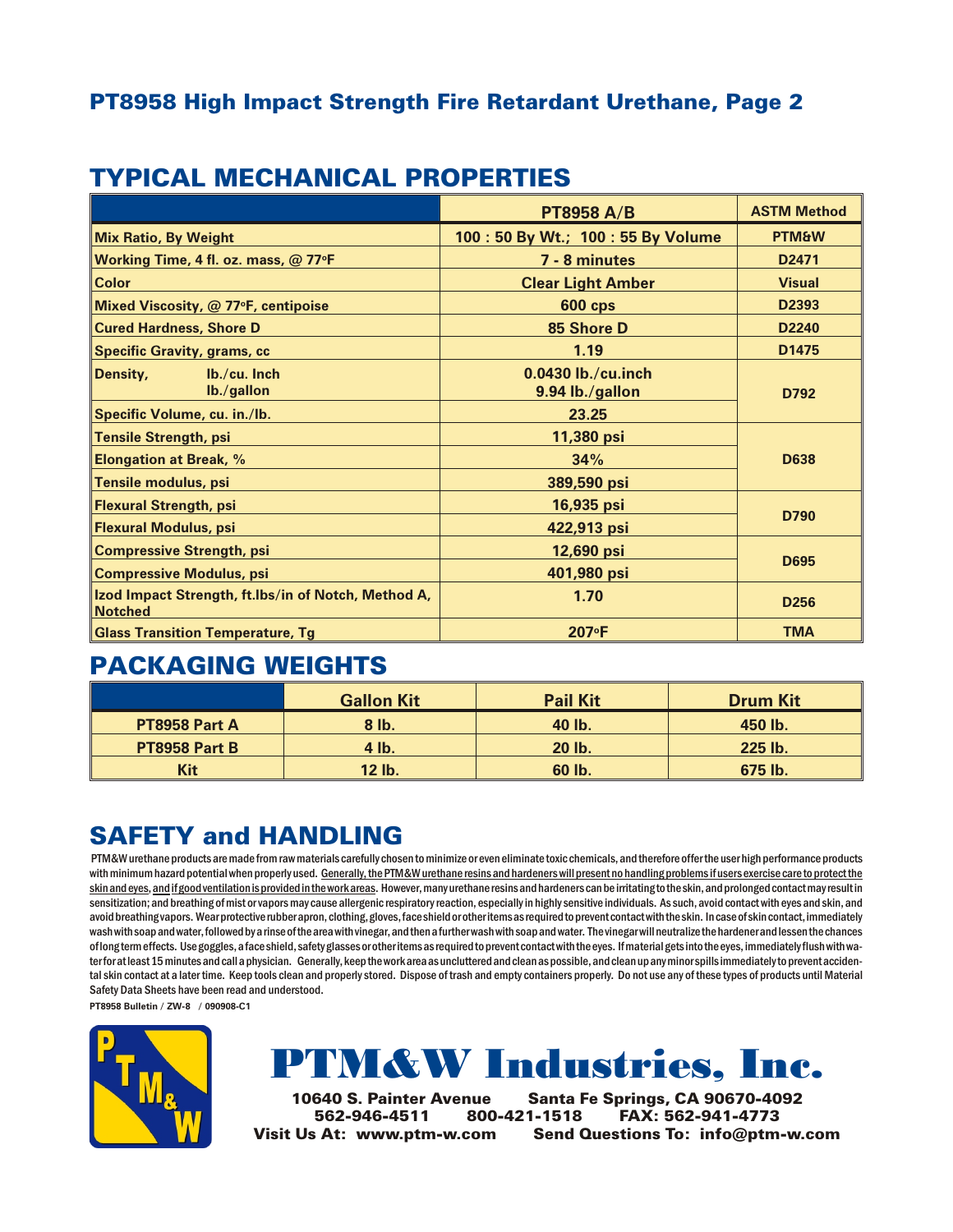## PT8958 High Impact Strength Fire Retardant Urethane, Page 2

# TYPICAL MECHANICAL PROPERTIES

| | PT8958 A/B | ASTM Method |
|---|---|---|
| Mix Ratio, By Weight | 100 : 50 By Wt.; 100 : 55 By Volume | PTM&W |
| Working Time, 4 fl. oz. mass, @ 77°F | 7 - 8 minutes | D2471 |
| Color | Clear Light Amber | Visual |
| Mixed Viscosity, @ 77°F, centipoise | 600 cps | D2393 |
| Cured Hardness, Shore D | 85 Shore D | D2240 |
| Specific Gravity, grams, cc | 1.19 | D1475 |
| Density, lb./cu. Inch<br>lb./gallon | 0.0430 lb./cu.inch<br>9.94 lb./gallon | D792 |
| Specific Volume, cu. in./lb. | 23.25 | D792 |
| Tensile Strength, psi | 11,380 psi | D638 |
| Elongation at Break, % | 34% | D638 |
| Tensile modulus, psi | 389,590 psi | D638 |
| Flexural Strength, psi | 16,935 psi | D790 |
| Flexural Modulus, psi | 422,913 psi | D790 |
| Compressive Strength, psi | 12,690 psi | D695 |
| Compressive Modulus, psi | 401,980 psi | D695 |
| Izod Impact Strength, ft.lbs/in of Notch, Method A, Notched | 1.70 | D256 |
| Glass Transition Temperature, Tg | 207°F | TMA |

# PACKAGING WEIGHTS

| | Gallon Kit | Pail Kit | Drum Kit |
|---|---|---|---|
| PT8958 Part A | 8 lb. | 40 lb. | 450 lb. |
| PT8958 Part B | 4 lb. | 20 lb. | 225 lb. |
| Kit | 12 lb. | 60 lb. | 675 lb. |

# SAFETY and HANDLING

PTM&W urethane products are made from raw materials carefully chosen to minimize or even eliminate toxic chemicals, and therefore offer the user high performance products with minimum hazard potential when properly used. Generally, the PTM&W urethane resins and hardeners will present no handling problems if users exercise care to protect the skin and eyes, and if good ventilation is provided in the work areas. However, many urethane resins and hardeners can be irritating to the skin, and prolonged contact may result in sensitization; and breathing of mist or vapors may cause allergenic respiratory reaction, especially in highly sensitive individuals. As such, avoid contact with eyes and skin, and avoid breathing vapors. Wear protective rubber apron, clothing, gloves, face shield or other items as required to prevent contact with the skin. In case of skin contact, immediately wash with soap and water, followed by a rinse of the area with vinegar, and then a further wash with soap and water. The vinegar will neutralize the hardener and lessen the chances of long term effects. Use goggles, a face shield, safety glasses or other items as required to prevent contact with the eyes. If material gets into the eyes, immediately flush with water for at least 15 minutes and call a physician. Generally, keep the work area as uncluttered and clean as possible, and clean up any minor spills immediately to prevent accidental skin contact at a later time. Keep tools clean and properly stored. Dispose of trash and empty containers properly. Do not use any of these types of products until Material Safety Data Sheets have been read and understood.

PT8958 Bulletin / ZW-8 / 090908-C1

**PTM&W Industries, Inc.**

10640 S. Painter Avenue Santa Fe Springs, CA 90670-4092
562-946-4511 800-421-1518 FAX: 562-941-4773
Visit Us At: www.ptm-w.com Send Questions To: info@ptm-w.com